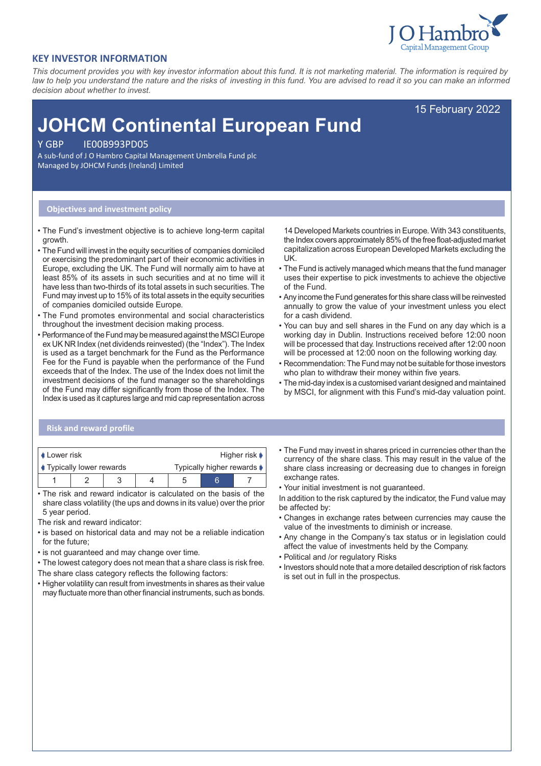## KEY INVESTOR INFORMATION

*This document provides you with key investor information about this fund. It is not marketing material. The information is required by law to help you understand the nature and the risks of investing in this fund. You are advised to read it so you can make an informed decision about whether to invest.*

15 February 2022

# JOHCM Continental European Fund

Y GBP IE00B993PD05

A sub-fund of J O Hambro Capital Management Umbrella Fund plc

Managed by JOHCM Funds (Ireland) Limited

### Objectives and investment policy

- The Fund's investment objective is to achieve long-term capital growth.
- The Fund will invest in the equity securities of companies domiciled or exercising the predominant part of their economic activities in Europe, excluding the UK. The Fund will normally aim to have at least 85% of its assets in such securities and at no time will it have less than two-thirds of its total assets in such securities. The Fund may invest up to 15% of its total assets in the equity securities of companies domiciled outside Europe.
- The Fund promotes environmental and social characteristics throughout the investment decision making process.
- Performance of the Fund may be measured against the MSCI Europe ex UK NR Index (net dividends reinvested) (the "Index"). The Index is used as a target benchmark for the Fund as the Performance Fee for the Fund is payable when the performance of the Fund exceeds that of the Index. The use of the Index does not limit the investment decisions of the fund manager so the shareholdings of the Fund may differ significantly from those of the Index. The Index is used as it captures large and mid cap representation across 14 Developed Markets countries in Europe. With 343 constituents, the Index covers approximately 85% of the free float-adjusted market capitalization across European Developed Markets excluding the UK.
- The Fund is actively managed which means that the fund manager uses their expertise to pick investments to achieve the objective of the Fund.
- Any income the Fund generates for this share class will be reinvested annually to grow the value of your investment unless you elect for a cash dividend.
- You can buy and sell shares in the Fund on any day which is a working day in Dublin. Instructions received before 12:00 noon will be processed that day. Instructions received after 12:00 noon will be processed at 12:00 noon on the following working day.
- Recommendation: The Fund may not be suitable for those investors who plan to withdraw their money within five years.
- The mid-day index is a customised variant designed and maintained by MSCI, for alignment with this Fund's mid-day valuation point.

### Risk and reward profile

| Lower risk | | | | | | Higher risk |
|---|---|---|---|---|---|---|
| Typically lower rewards | | | | | | Typically higher rewards |
| 1 | 2 | 3 | 4 | 5 | **6** | 7 |

- The risk and reward indicator is calculated on the basis of the share class volatility (the ups and downs in its value) over the prior 5 year period.

The risk and reward indicator:

- is based on historical data and may not be a reliable indication for the future;
- is not guaranteed and may change over time.
- The lowest category does not mean that a share class is risk free.

The share class category reflects the following factors:

- Higher volatility can result from investments in shares as their value may fluctuate more than other financial instruments, such as bonds.
- The Fund may invest in shares priced in currencies other than the currency of the share class. This may result in the value of the share class increasing or decreasing due to changes in foreign exchange rates.
- Your initial investment is not guaranteed.

In addition to the risk captured by the indicator, the Fund value may be affected by:

- Changes in exchange rates between currencies may cause the value of the investments to diminish or increase.
- Any change in the Company's tax status or in legislation could affect the value of investments held by the Company.
- Political and /or regulatory Risks
- Investors should note that a more detailed description of risk factors is set out in full in the prospectus.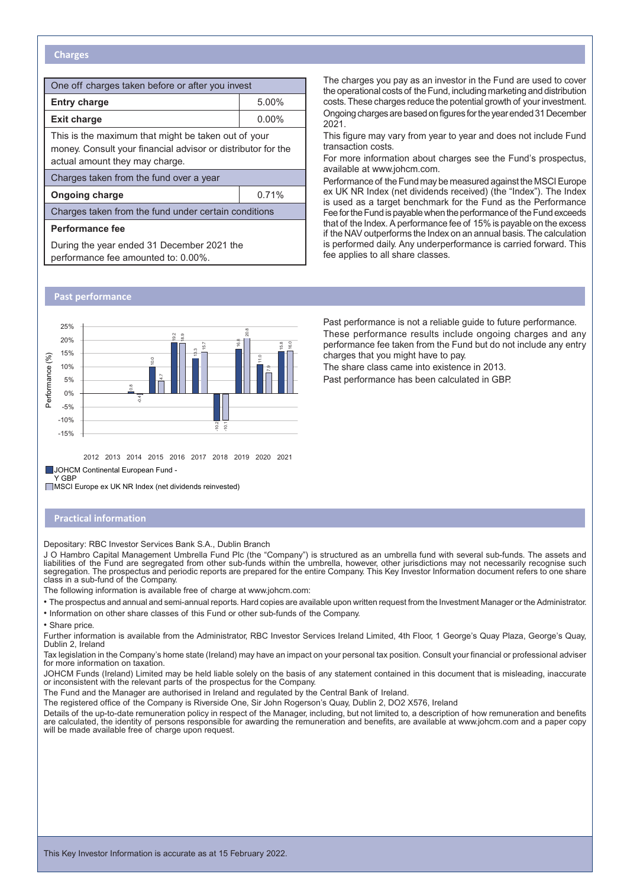## Charges

| One off charges taken before or after you invest | |
|---|---|
| **Entry charge** | 5.00% |
| **Exit charge** | 0.00% |
| This is the maximum that might be taken out of your money. Consult your financial advisor or distributor for the actual amount they may charge. | |
| Charges taken from the fund over a year | |
| **Ongoing charge** | 0.71% |
| Charges taken from the fund under certain conditions | |
| **Performance fee** | |
| During the year ended 31 December 2021 the performance fee amounted to: 0.00%. | |

The charges you pay as an investor in the Fund are used to cover the operational costs of the Fund, including marketing and distribution costs. These charges reduce the potential growth of your investment. Ongoing charges are based on figures for the year ended 31 December 2021.

This figure may vary from year to year and does not include Fund transaction costs.

For more information about charges see the Fund's prospectus, available at www.johcm.com.

Performance of the Fund may be measured against the MSCI Europe ex UK NR Index (net dividends received) (the "Index"). The Index is used as a target benchmark for the Fund as the Performance Fee for the Fund is payable when the performance of the Fund exceeds that of the Index. A performance fee of 15% is payable on the excess if the NAV outperforms the Index on an annual basis. The calculation is performed daily. Any underperformance is carried forward. This fee applies to all share classes.

## Past performance

Performance (%)

25%
20%
15%
10%
5%
0%
-5%
-10%
-15%

0.8
-0.4
10.0
4.7
19.2
18.9
13.3
15.7
-10.2
-10.1
16.8
20.8
11.0
7.9
15.8
16.0

2012 2013 2014 2015 2016 2017 2018 2019 2020 2021

JOHCM Continental European Fund - Y GBP

MSCI Europe ex UK NR Index (net dividends reinvested)

Past performance is not a reliable guide to future performance. These performance results include ongoing charges and any performance fee taken from the Fund but do not include any entry charges that you might have to pay.

The share class came into existence in 2013.

Past performance has been calculated in GBP.

## Practical information

Depositary: RBC Investor Services Bank S.A., Dublin Branch

J O Hambro Capital Management Umbrella Fund Plc (the "Company") is structured as an umbrella fund with several sub-funds. The assets and liabilities of the Fund are segregated from other sub-funds within the umbrella, however, other jurisdictions may not necessarily recognise such segregation. The prospectus and periodic reports are prepared for the entire Company. This Key Investor Information document refers to one share class in a sub-fund of the Company.

The following information is available free of charge at www.johcm.com:

- The prospectus and annual and semi-annual reports. Hard copies are available upon written request from the Investment Manager or the Administrator.
- Information on other share classes of this Fund or other sub-funds of the Company.
- Share price.

Further information is available from the Administrator, RBC Investor Services Ireland Limited, 4th Floor, 1 George's Quay Plaza, George's Quay, Dublin 2, Ireland

Tax legislation in the Company's home state (Ireland) may have an impact on your personal tax position. Consult your financial or professional adviser for more information on taxation.

JOHCM Funds (Ireland) Limited may be held liable solely on the basis of any statement contained in this document that is misleading, inaccurate or inconsistent with the relevant parts of the prospectus for the Company.

The Fund and the Manager are authorised in Ireland and regulated by the Central Bank of Ireland.

The registered office of the Company is Riverside One, Sir John Rogerson's Quay, Dublin 2, DO2 X576, Ireland

Details of the up-to-date remuneration policy in respect of the Manager, including, but not limited to, a description of how remuneration and benefits are calculated, the identity of persons responsible for awarding the remuneration and benefits, are available at www.johcm.com and a paper copy will be made available free of charge upon request.

This Key Investor Information is accurate as at 15 February 2022.